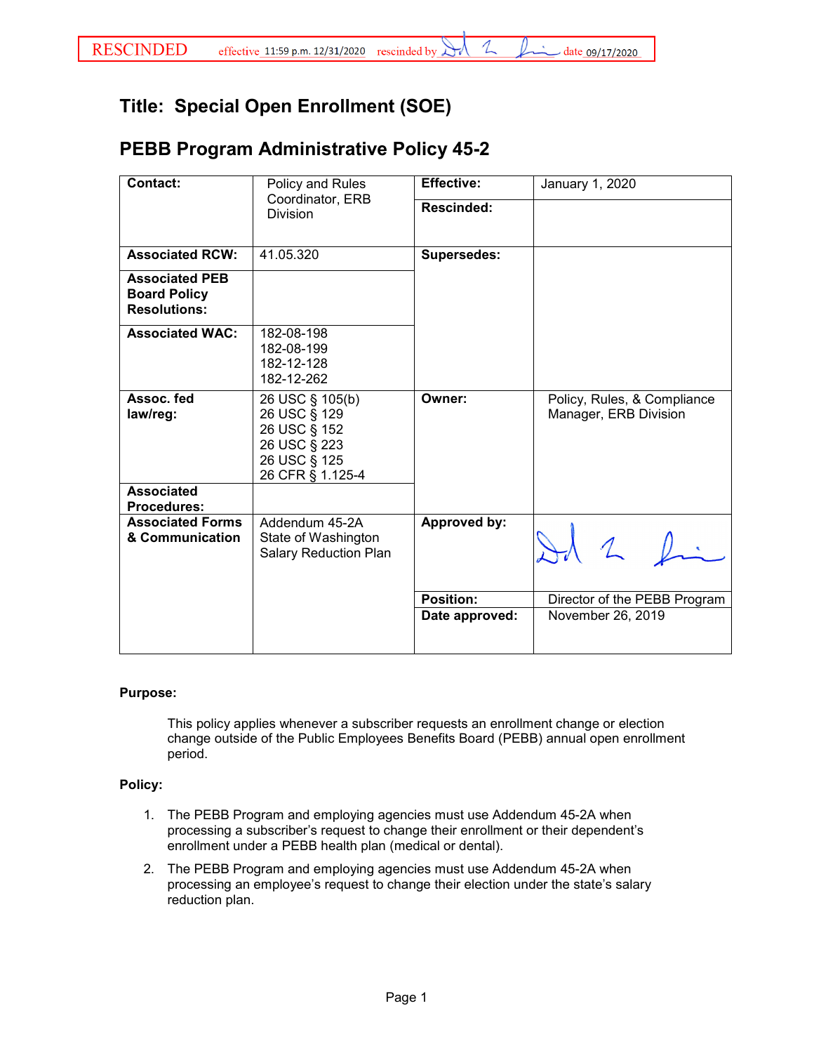RESCINDED effective 11:59 p.m. 12/31/2020 rescinded by [signature] date 09/17/2020

# Title: Special Open Enrollment (SOE)

## PEBB Program Administrative Policy 45-2

| | | | |
|---|---|---|---|
| **Contact:** | Policy and Rules Coordinator, ERB Division | **Effective:** | January 1, 2020 |
| | | **Rescinded:** | |
| **Associated RCW:** | 41.05.320 | **Supersedes:** | |
| **Associated PEB Board Policy Resolutions:** | | | |
| **Associated WAC:** | 182-08-198<br>182-08-199<br>182-12-128<br>182-12-262 | | |
| **Assoc. fed law/reg:** | 26 USC § 105(b)<br>26 USC § 129<br>26 USC § 152<br>26 USC § 223<br>26 USC § 125<br>26 CFR § 1.125-4 | **Owner:** | Policy, Rules, & Compliance Manager, ERB Division |
| **Associated Procedures:** | | | |
| **Associated Forms & Communication** | Addendum 45-2A<br>State of Washington Salary Reduction Plan | **Approved by:** | [signature] |
| | | **Position:** | Director of the PEBB Program |
| | | **Date approved:** | November 26, 2019 |

**Purpose:**

This policy applies whenever a subscriber requests an enrollment change or election change outside of the Public Employees Benefits Board (PEBB) annual open enrollment period.

**Policy:**

1. The PEBB Program and employing agencies must use Addendum 45-2A when processing a subscriber's request to change their enrollment or their dependent's enrollment under a PEBB health plan (medical or dental).
2. The PEBB Program and employing agencies must use Addendum 45-2A when processing an employee's request to change their election under the state's salary reduction plan.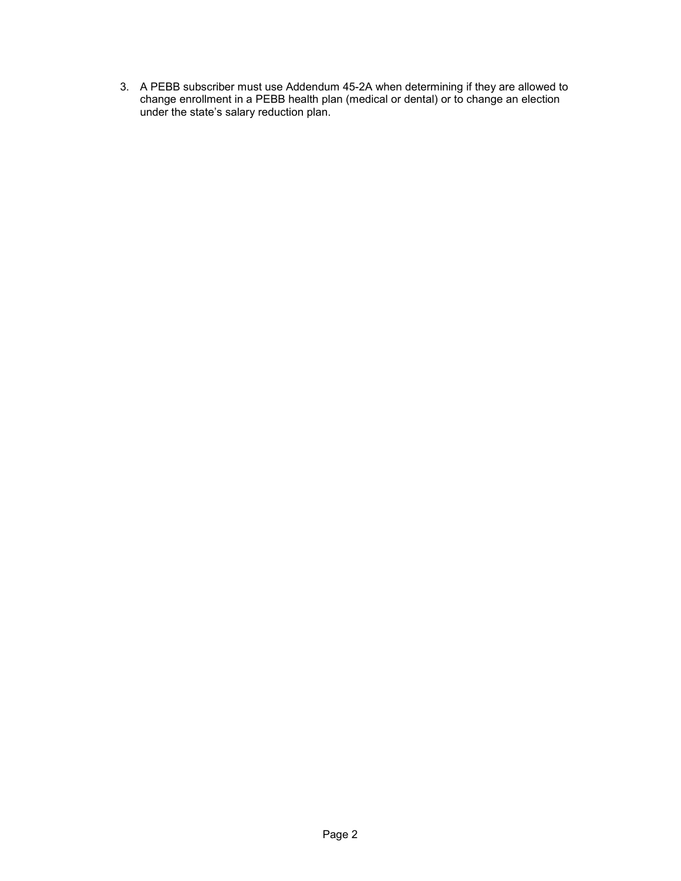3. A PEBB subscriber must use Addendum 45-2A when determining if they are allowed to change enrollment in a PEBB health plan (medical or dental) or to change an election under the state's salary reduction plan.